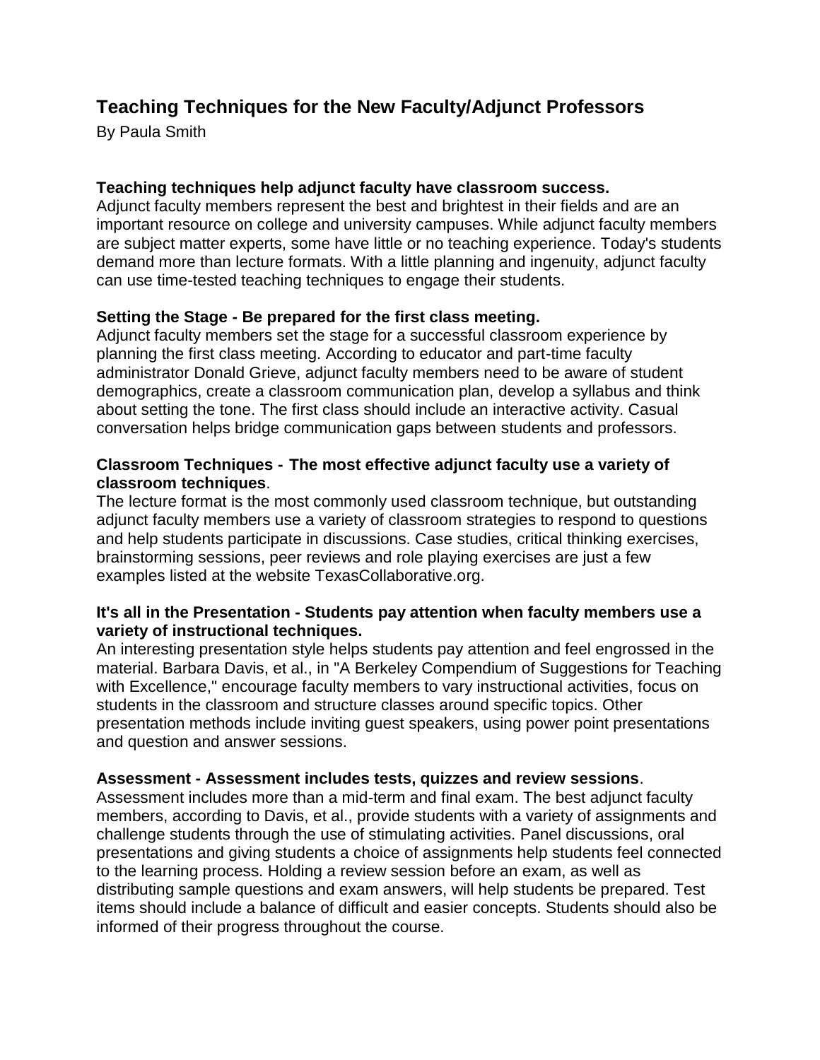# Teaching Techniques for the New Faculty/Adjunct Professors

By Paula Smith

**Teaching techniques help adjunct faculty have classroom success.**

Adjunct faculty members represent the best and brightest in their fields and are an important resource on college and university campuses. While adjunct faculty members are subject matter experts, some have little or no teaching experience. Today's students demand more than lecture formats. With a little planning and ingenuity, adjunct faculty can use time-tested teaching techniques to engage their students.

**Setting the Stage - Be prepared for the first class meeting.**

Adjunct faculty members set the stage for a successful classroom experience by planning the first class meeting. According to educator and part-time faculty administrator Donald Grieve, adjunct faculty members need to be aware of student demographics, create a classroom communication plan, develop a syllabus and think about setting the tone. The first class should include an interactive activity. Casual conversation helps bridge communication gaps between students and professors.

**Classroom Techniques - The most effective adjunct faculty use a variety of classroom techniques**.

The lecture format is the most commonly used classroom technique, but outstanding adjunct faculty members use a variety of classroom strategies to respond to questions and help students participate in discussions. Case studies, critical thinking exercises, brainstorming sessions, peer reviews and role playing exercises are just a few examples listed at the website TexasCollaborative.org.

**It's all in the Presentation - Students pay attention when faculty members use a variety of instructional techniques.**

An interesting presentation style helps students pay attention and feel engrossed in the material. Barbara Davis, et al., in "A Berkeley Compendium of Suggestions for Teaching with Excellence," encourage faculty members to vary instructional activities, focus on students in the classroom and structure classes around specific topics. Other presentation methods include inviting guest speakers, using power point presentations and question and answer sessions.

**Assessment - Assessment includes tests, quizzes and review sessions**.

Assessment includes more than a mid-term and final exam. The best adjunct faculty members, according to Davis, et al., provide students with a variety of assignments and challenge students through the use of stimulating activities. Panel discussions, oral presentations and giving students a choice of assignments help students feel connected to the learning process. Holding a review session before an exam, as well as distributing sample questions and exam answers, will help students be prepared. Test items should include a balance of difficult and easier concepts. Students should also be informed of their progress throughout the course.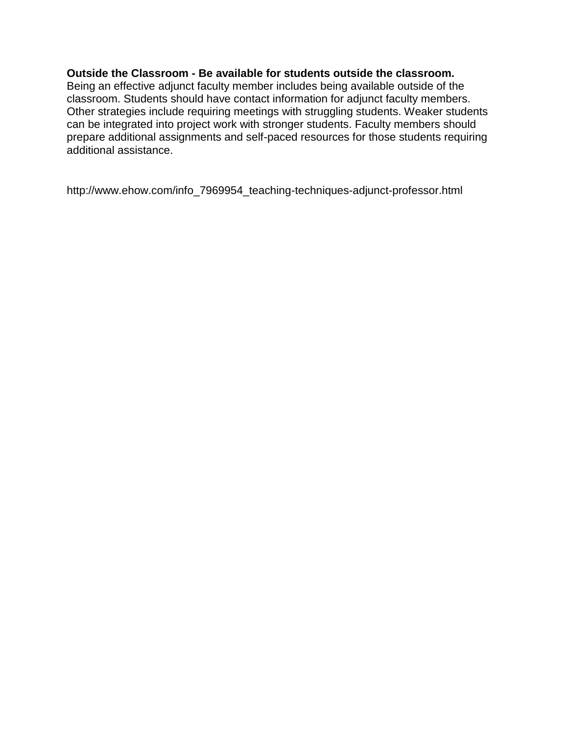**Outside the Classroom - Be available for students outside the classroom.** Being an effective adjunct faculty member includes being available outside of the classroom. Students should have contact information for adjunct faculty members. Other strategies include requiring meetings with struggling students. Weaker students can be integrated into project work with stronger students. Faculty members should prepare additional assignments and self-paced resources for those students requiring additional assistance.

http://www.ehow.com/info_7969954_teaching-techniques-adjunct-professor.html